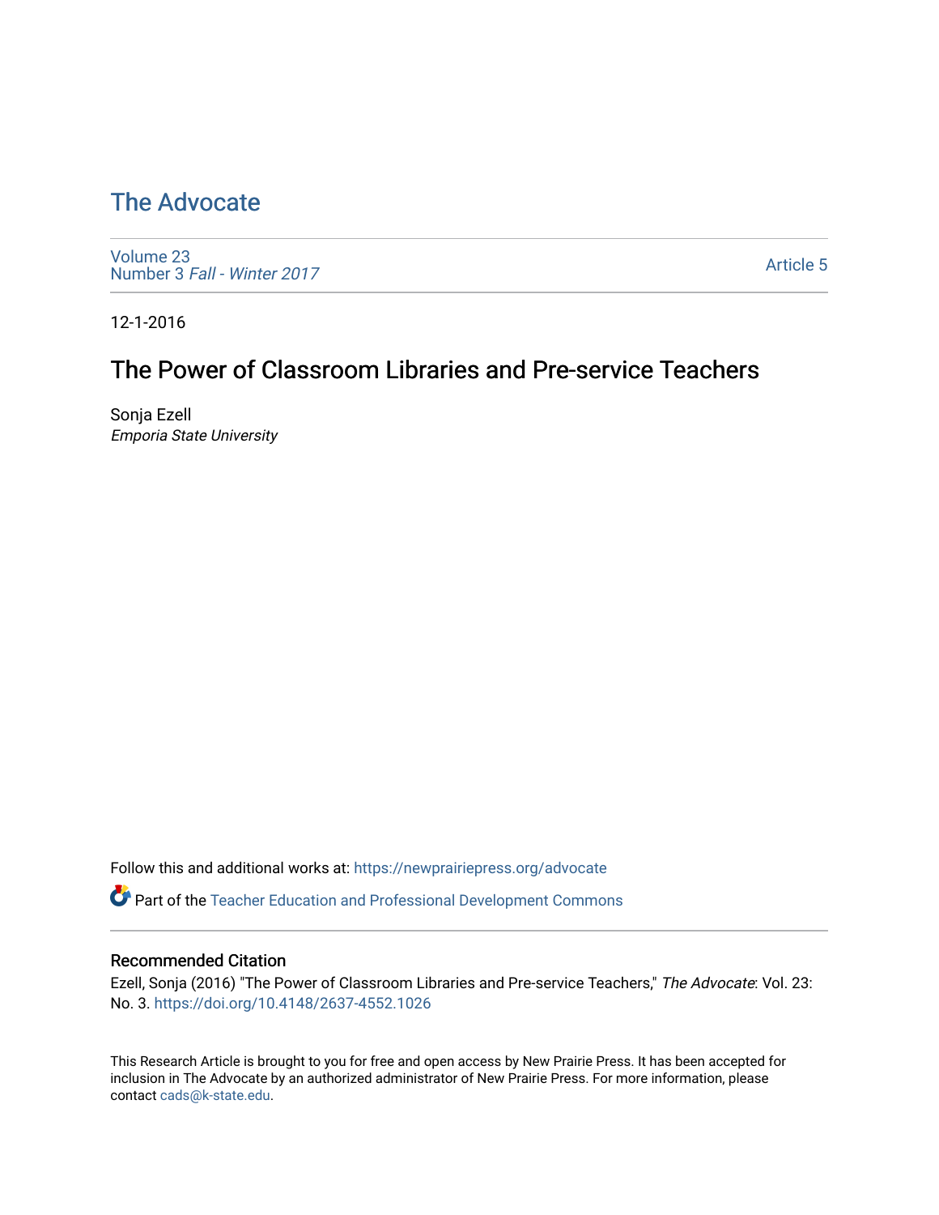# The Advocate

Volume 23
Number 3 *Fall - Winter 2017*

Article 5

12-1-2016

## The Power of Classroom Libraries and Pre-service Teachers

Sonja Ezell
*Emporia State University*

Follow this and additional works at: https://newprairiepress.org/advocate

Part of the Teacher Education and Professional Development Commons

### Recommended Citation

Ezell, Sonja (2016) "The Power of Classroom Libraries and Pre-service Teachers," *The Advocate*: Vol. 23: No. 3. https://doi.org/10.4148/2637-4552.1026

This Research Article is brought to you for free and open access by New Prairie Press. It has been accepted for inclusion in The Advocate by an authorized administrator of New Prairie Press. For more information, please contact cads@k-state.edu.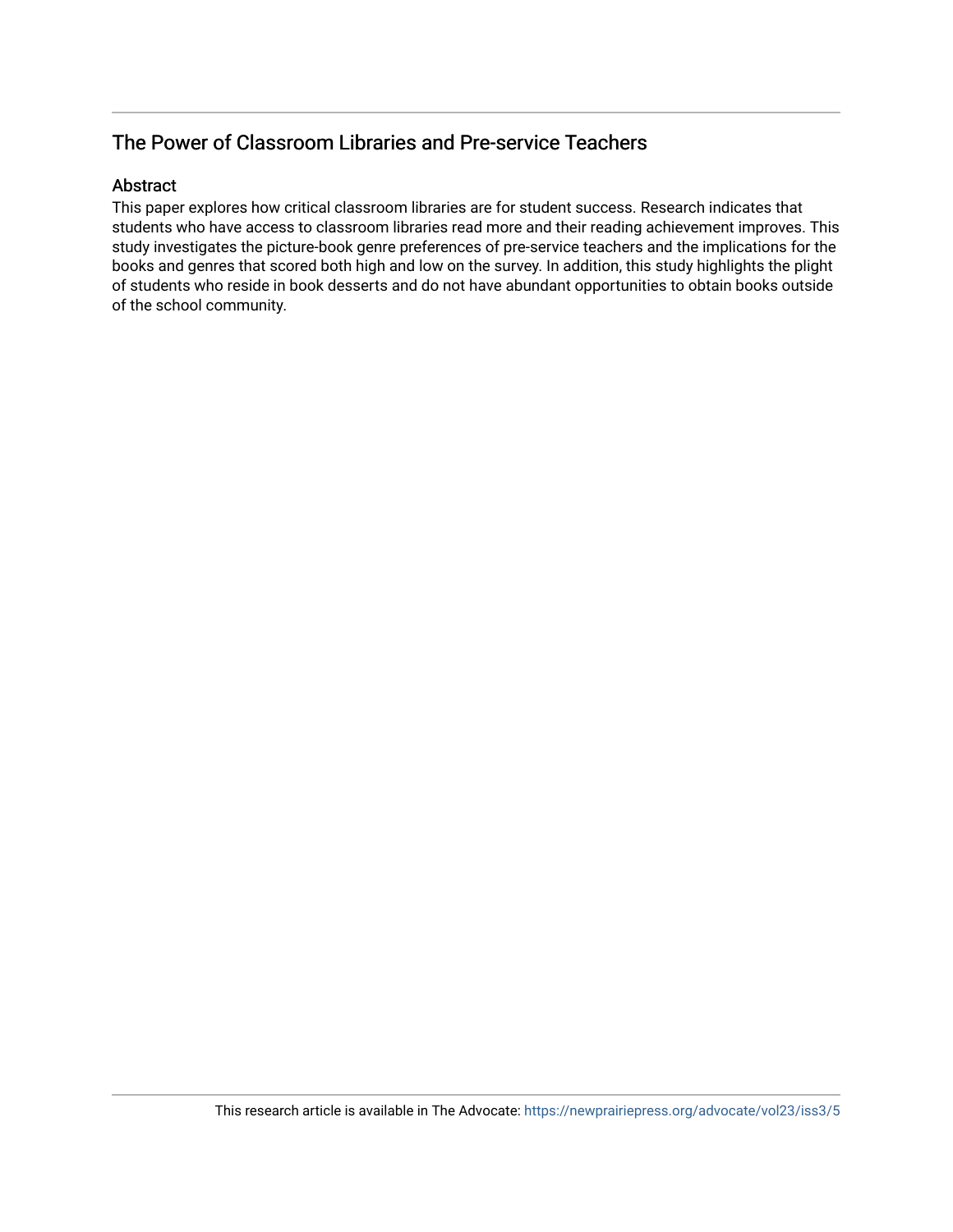## The Power of Classroom Libraries and Pre-service Teachers

### Abstract

This paper explores how critical classroom libraries are for student success. Research indicates that students who have access to classroom libraries read more and their reading achievement improves. This study investigates the picture-book genre preferences of pre-service teachers and the implications for the books and genres that scored both high and low on the survey. In addition, this study highlights the plight of students who reside in book desserts and do not have abundant opportunities to obtain books outside of the school community.

This research article is available in The Advocate: https://newprairiepress.org/advocate/vol23/iss3/5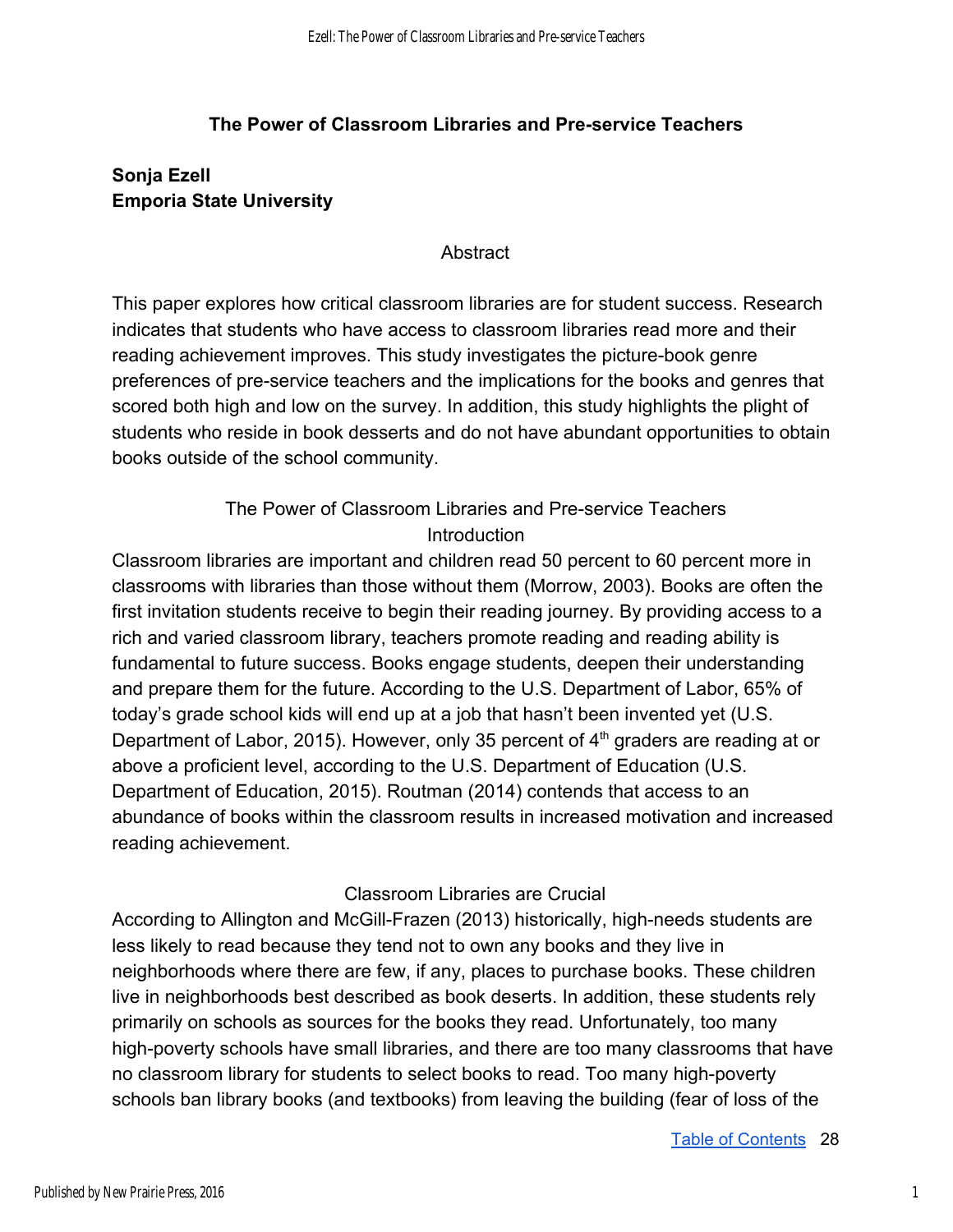# The Power of Classroom Libraries and Pre-service Teachers

**Sonja Ezell**
**Emporia State University**

## Abstract

This paper explores how critical classroom libraries are for student success. Research indicates that students who have access to classroom libraries read more and their reading achievement improves. This study investigates the picture-book genre preferences of pre-service teachers and the implications for the books and genres that scored both high and low on the survey. In addition, this study highlights the plight of students who reside in book desserts and do not have abundant opportunities to obtain books outside of the school community.

## The Power of Classroom Libraries and Pre-service Teachers

### Introduction

Classroom libraries are important and children read 50 percent to 60 percent more in classrooms with libraries than those without them (Morrow, 2003). Books are often the first invitation students receive to begin their reading journey. By providing access to a rich and varied classroom library, teachers promote reading and reading ability is fundamental to future success. Books engage students, deepen their understanding and prepare them for the future. According to the U.S. Department of Labor, 65% of today's grade school kids will end up at a job that hasn't been invented yet (U.S. Department of Labor, 2015). However, only 35 percent of 4th graders are reading at or above a proficient level, according to the U.S. Department of Education (U.S. Department of Education, 2015). Routman (2014) contends that access to an abundance of books within the classroom results in increased motivation and increased reading achievement.

### Classroom Libraries are Crucial

According to Allington and McGill-Frazen (2013) historically, high-needs students are less likely to read because they tend not to own any books and they live in neighborhoods where there are few, if any, places to purchase books. These children live in neighborhoods best described as book deserts. In addition, these students rely primarily on schools as sources for the books they read. Unfortunately, too many high-poverty schools have small libraries, and there are too many classrooms that have no classroom library for students to select books to read. Too many high-poverty schools ban library books (and textbooks) from leaving the building (fear of loss of the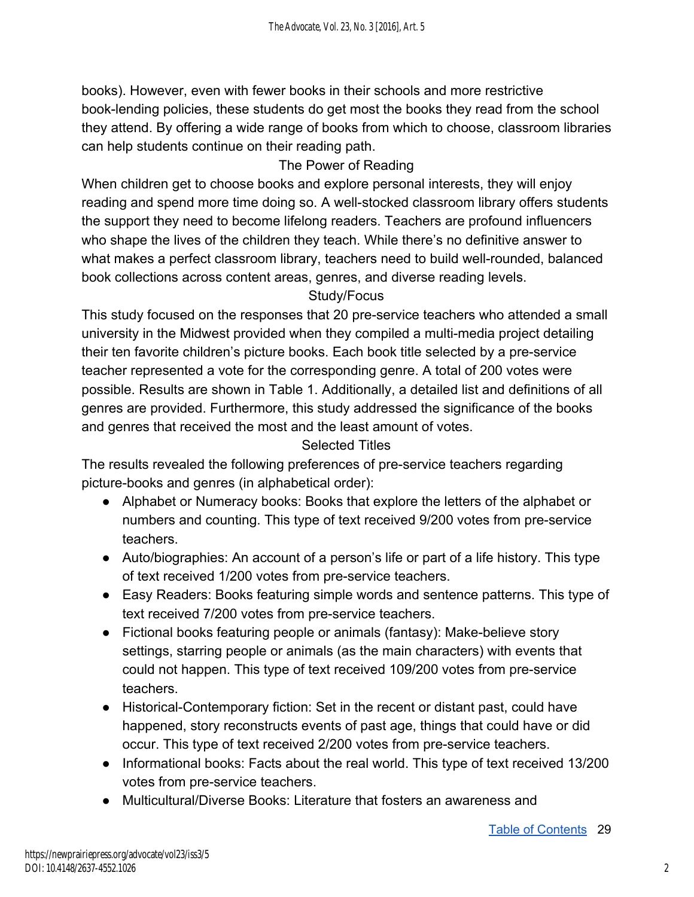books). However, even with fewer books in their schools and more restrictive book-lending policies, these students do get most the books they read from the school they attend. By offering a wide range of books from which to choose, classroom libraries can help students continue on their reading path.

## The Power of Reading

When children get to choose books and explore personal interests, they will enjoy reading and spend more time doing so. A well-stocked classroom library offers students the support they need to become lifelong readers. Teachers are profound influencers who shape the lives of the children they teach. While there's no definitive answer to what makes a perfect classroom library, teachers need to build well-rounded, balanced book collections across content areas, genres, and diverse reading levels.

## Study/Focus

This study focused on the responses that 20 pre-service teachers who attended a small university in the Midwest provided when they compiled a multi-media project detailing their ten favorite children's picture books. Each book title selected by a pre-service teacher represented a vote for the corresponding genre. A total of 200 votes were possible. Results are shown in Table 1. Additionally, a detailed list and definitions of all genres are provided. Furthermore, this study addressed the significance of the books and genres that received the most and the least amount of votes.

## Selected Titles

The results revealed the following preferences of pre-service teachers regarding picture-books and genres (in alphabetical order):

- Alphabet or Numeracy books: Books that explore the letters of the alphabet or numbers and counting. This type of text received 9/200 votes from pre-service teachers.
- Auto/biographies: An account of a person's life or part of a life history. This type of text received 1/200 votes from pre-service teachers.
- Easy Readers: Books featuring simple words and sentence patterns. This type of text received 7/200 votes from pre-service teachers.
- Fictional books featuring people or animals (fantasy): Make-believe story settings, starring people or animals (as the main characters) with events that could not happen. This type of text received 109/200 votes from pre-service teachers.
- Historical-Contemporary fiction: Set in the recent or distant past, could have happened, story reconstructs events of past age, things that could have or did occur. This type of text received 2/200 votes from pre-service teachers.
- Informational books: Facts about the real world. This type of text received 13/200 votes from pre-service teachers.
- Multicultural/Diverse Books: Literature that fosters an awareness and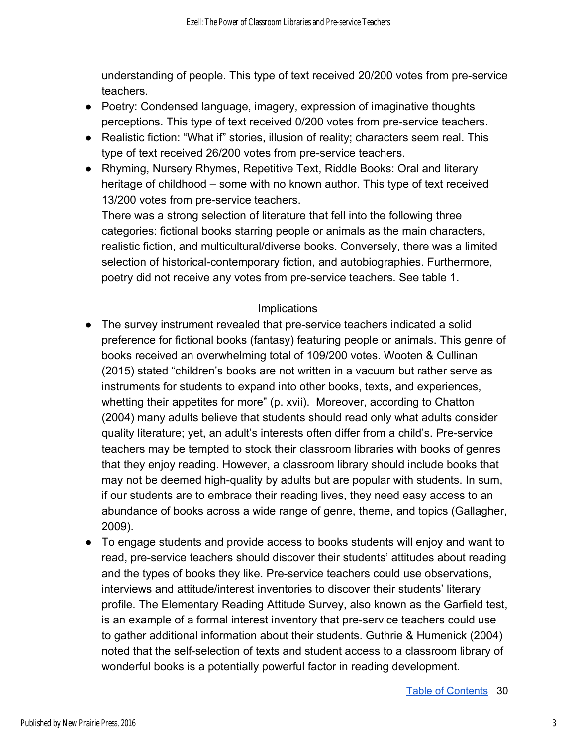understanding of people. This type of text received 20/200 votes from pre-service teachers.

- Poetry: Condensed language, imagery, expression of imaginative thoughts perceptions. This type of text received 0/200 votes from pre-service teachers.
- Realistic fiction: “What if” stories, illusion of reality; characters seem real. This type of text received 26/200 votes from pre-service teachers.
- Rhyming, Nursery Rhymes, Repetitive Text, Riddle Books: Oral and literary heritage of childhood – some with no known author. This type of text received 13/200 votes from pre-service teachers.

  There was a strong selection of literature that fell into the following three categories: fictional books starring people or animals as the main characters, realistic fiction, and multicultural/diverse books. Conversely, there was a limited selection of historical-contemporary fiction, and autobiographies. Furthermore, poetry did not receive any votes from pre-service teachers. See table 1.

## Implications

- The survey instrument revealed that pre-service teachers indicated a solid preference for fictional books (fantasy) featuring people or animals. This genre of books received an overwhelming total of 109/200 votes. Wooten & Cullinan (2015) stated “children’s books are not written in a vacuum but rather serve as instruments for students to expand into other books, texts, and experiences, whetting their appetites for more” (p. xvii). Moreover, according to Chatton (2004) many adults believe that students should read only what adults consider quality literature; yet, an adult’s interests often differ from a child’s. Pre-service teachers may be tempted to stock their classroom libraries with books of genres that they enjoy reading. However, a classroom library should include books that may not be deemed high-quality by adults but are popular with students. In sum, if our students are to embrace their reading lives, they need easy access to an abundance of books across a wide range of genre, theme, and topics (Gallagher, 2009).
- To engage students and provide access to books students will enjoy and want to read, pre-service teachers should discover their students’ attitudes about reading and the types of books they like. Pre-service teachers could use observations, interviews and attitude/interest inventories to discover their students’ literary profile. The Elementary Reading Attitude Survey, also known as the Garfield test, is an example of a formal interest inventory that pre-service teachers could use to gather additional information about their students. Guthrie & Humenick (2004) noted that the self-selection of texts and student access to a classroom library of wonderful books is a potentially powerful factor in reading development.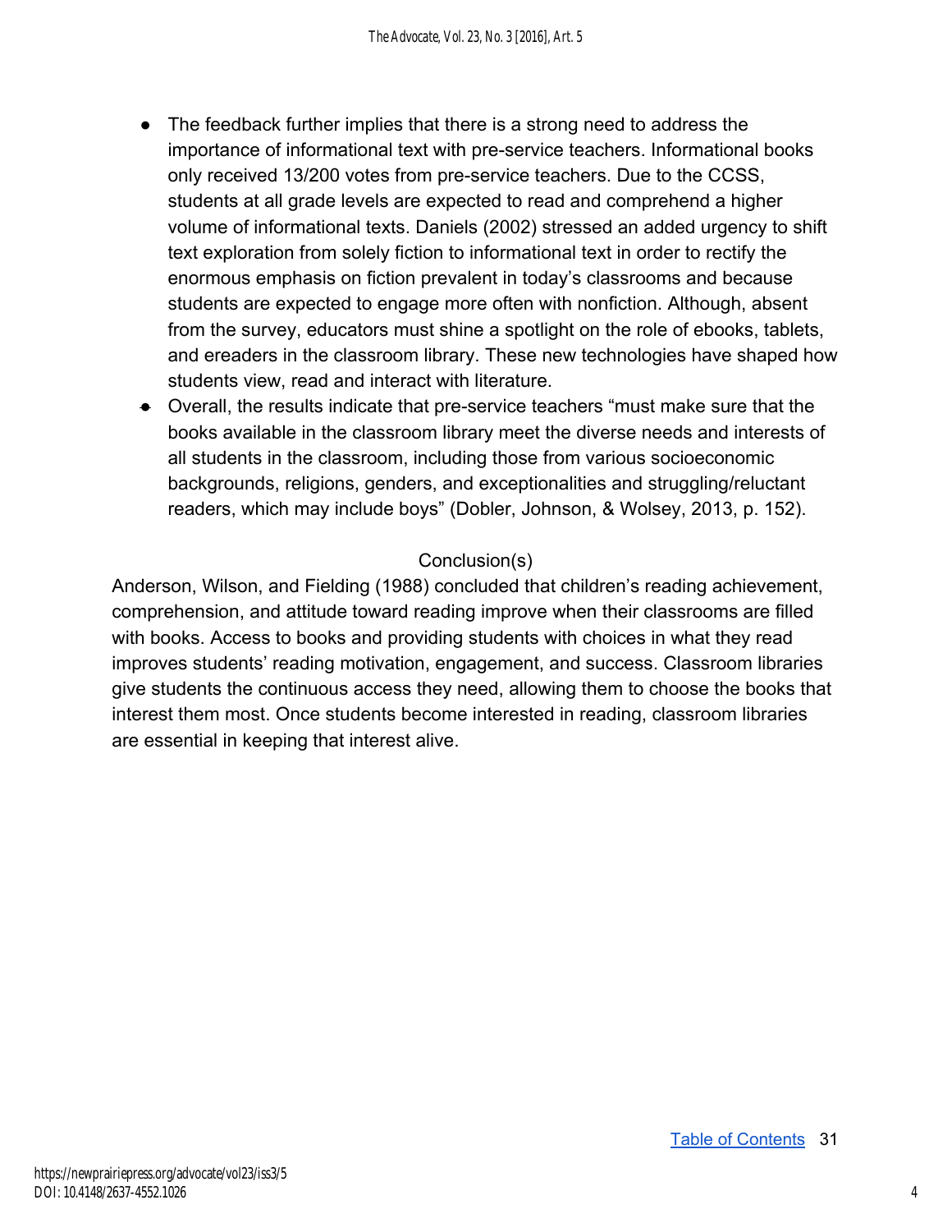- The feedback further implies that there is a strong need to address the importance of informational text with pre-service teachers. Informational books only received 13/200 votes from pre-service teachers. Due to the CCSS, students at all grade levels are expected to read and comprehend a higher volume of informational texts. Daniels (2002) stressed an added urgency to shift text exploration from solely fiction to informational text in order to rectify the enormous emphasis on fiction prevalent in today's classrooms and because students are expected to engage more often with nonfiction. Although, absent from the survey, educators must shine a spotlight on the role of ebooks, tablets, and ereaders in the classroom library. These new technologies have shaped how students view, read and interact with literature.
- Overall, the results indicate that pre-service teachers "must make sure that the books available in the classroom library meet the diverse needs and interests of all students in the classroom, including those from various socioeconomic backgrounds, religions, genders, and exceptionalities and struggling/reluctant readers, which may include boys" (Dobler, Johnson, & Wolsey, 2013, p. 152).

## Conclusion(s)

Anderson, Wilson, and Fielding (1988) concluded that children's reading achievement, comprehension, and attitude toward reading improve when their classrooms are filled with books. Access to books and providing students with choices in what they read improves students' reading motivation, engagement, and success. Classroom libraries give students the continuous access they need, allowing them to choose the books that interest them most. Once students become interested in reading, classroom libraries are essential in keeping that interest alive.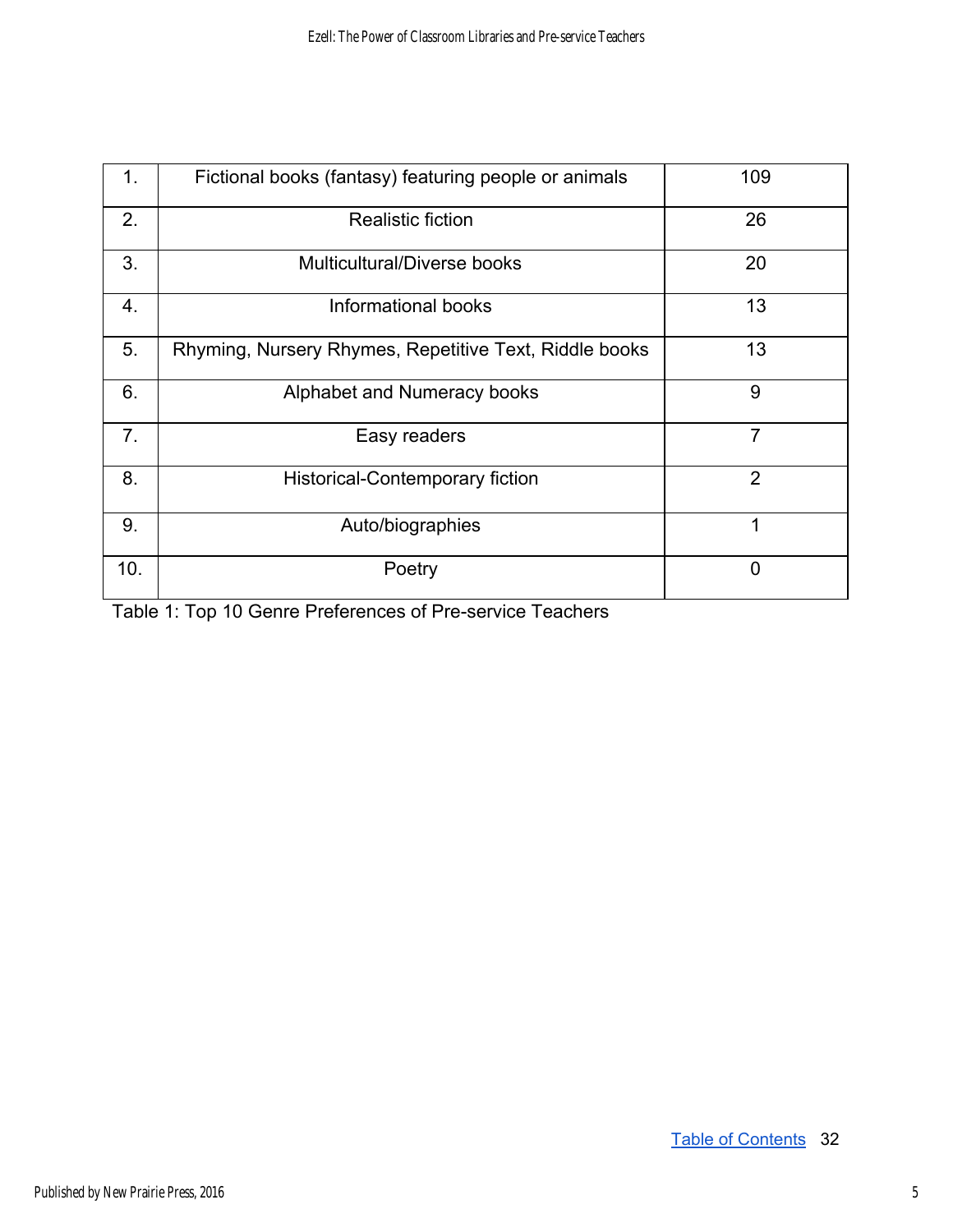| | | |
|---|---|---|
| 1. | Fictional books (fantasy) featuring people or animals | 109 |
| 2. | Realistic fiction | 26 |
| 3. | Multicultural/Diverse books | 20 |
| 4. | Informational books | 13 |
| 5. | Rhyming, Nursery Rhymes, Repetitive Text, Riddle books | 13 |
| 6. | Alphabet and Numeracy books | 9 |
| 7. | Easy readers | 7 |
| 8. | Historical-Contemporary fiction | 2 |
| 9. | Auto/biographies | 1 |
| 10. | Poetry | 0 |

Table 1: Top 10 Genre Preferences of Pre-service Teachers

Table of Contents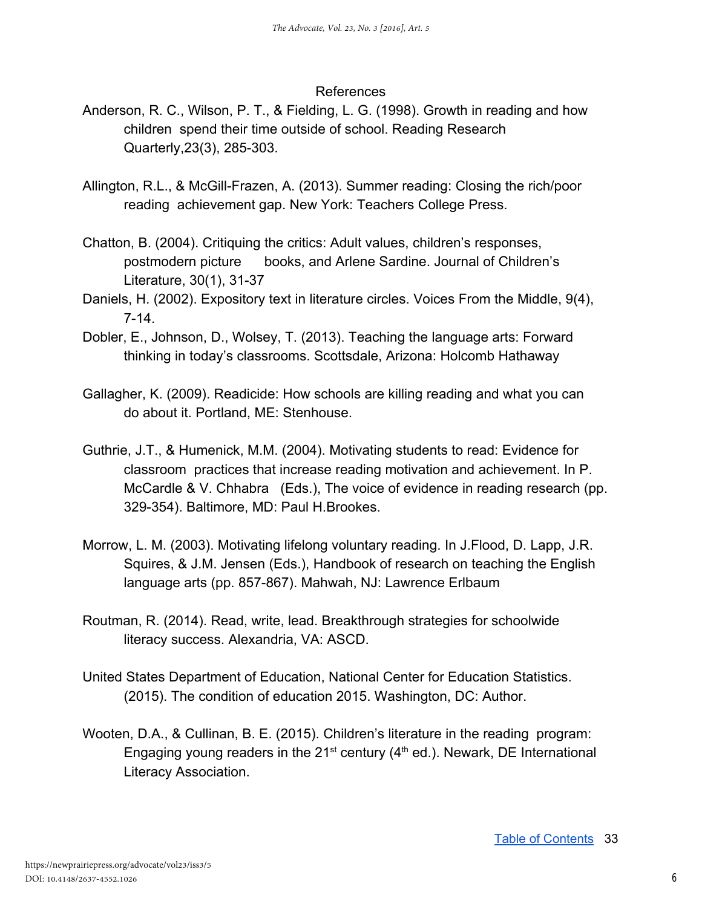## References

Anderson, R. C., Wilson, P. T., & Fielding, L. G. (1998). Growth in reading and how children spend their time outside of school. Reading Research Quarterly,23(3), 285-303.

Allington, R.L., & McGill-Frazen, A. (2013). Summer reading: Closing the rich/poor reading achievement gap. New York: Teachers College Press.

Chatton, B. (2004). Critiquing the critics: Adult values, children's responses, postmodern picture books, and Arlene Sardine. Journal of Children's Literature, 30(1), 31-37

Daniels, H. (2002). Expository text in literature circles. Voices From the Middle, 9(4), 7-14.

Dobler, E., Johnson, D., Wolsey, T. (2013). Teaching the language arts: Forward thinking in today's classrooms. Scottsdale, Arizona: Holcomb Hathaway

Gallagher, K. (2009). Readicide: How schools are killing reading and what you can do about it. Portland, ME: Stenhouse.

Guthrie, J.T., & Humenick, M.M. (2004). Motivating students to read: Evidence for classroom practices that increase reading motivation and achievement. In P. McCardle & V. Chhabra (Eds.), The voice of evidence in reading research (pp. 329-354). Baltimore, MD: Paul H.Brookes.

Morrow, L. M. (2003). Motivating lifelong voluntary reading. In J.Flood, D. Lapp, J.R. Squires, & J.M. Jensen (Eds.), Handbook of research on teaching the English language arts (pp. 857-867). Mahwah, NJ: Lawrence Erlbaum

Routman, R. (2014). Read, write, lead. Breakthrough strategies for schoolwide literacy success. Alexandria, VA: ASCD.

United States Department of Education, National Center for Education Statistics. (2015). The condition of education 2015. Washington, DC: Author.

Wooten, D.A., & Cullinan, B. E. (2015). Children's literature in the reading program: Engaging young readers in the 21st century (4th ed.). Newark, DE International Literacy Association.

[Table of Contents](#)